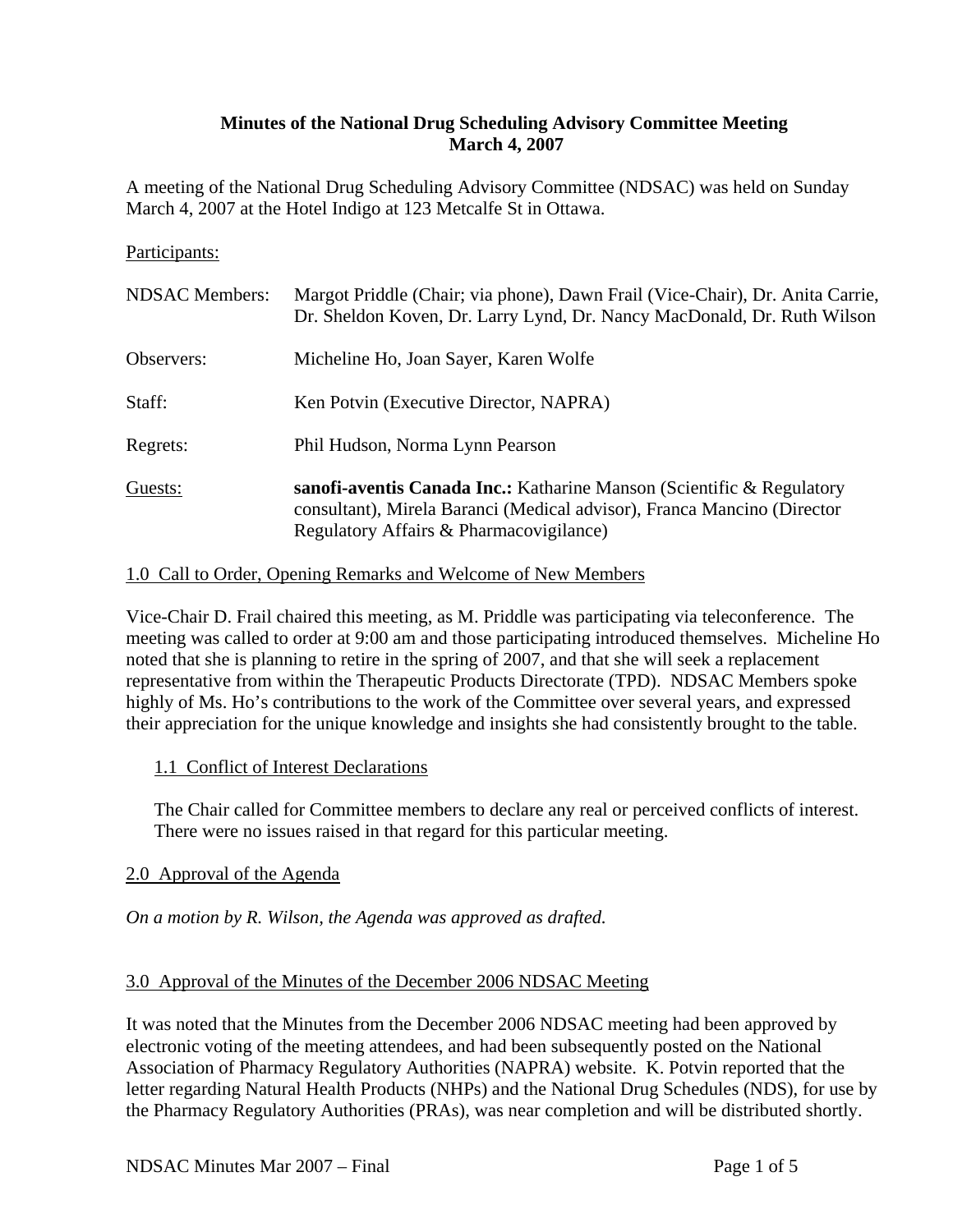# Minutes of the National Drug Scheduling Advisory Committee Meeting
## March 4, 2007

A meeting of the National Drug Scheduling Advisory Committee (NDSAC) was held on Sunday March 4, 2007 at the Hotel Indigo at 123 Metcalfe St in Ottawa.

Participants:

| | |
|---|---|
| NDSAC Members: | Margot Priddle (Chair; via phone), Dawn Frail (Vice-Chair), Dr. Anita Carrie, Dr. Sheldon Koven, Dr. Larry Lynd, Dr. Nancy MacDonald, Dr. Ruth Wilson |
| Observers: | Micheline Ho, Joan Sayer, Karen Wolfe |
| Staff: | Ken Potvin (Executive Director, NAPRA) |
| Regrets: | Phil Hudson, Norma Lynn Pearson |
| Guests: | **sanofi-aventis Canada Inc.:** Katharine Manson (Scientific & Regulatory consultant), Mirela Baranci (Medical advisor), Franca Mancino (Director Regulatory Affairs & Pharmacovigilance) |

## 1.0 Call to Order, Opening Remarks and Welcome of New Members

Vice-Chair D. Frail chaired this meeting, as M. Priddle was participating via teleconference. The meeting was called to order at 9:00 am and those participating introduced themselves. Micheline Ho noted that she is planning to retire in the spring of 2007, and that she will seek a replacement representative from within the Therapeutic Products Directorate (TPD). NDSAC Members spoke highly of Ms. Ho's contributions to the work of the Committee over several years, and expressed their appreciation for the unique knowledge and insights she had consistently brought to the table.

### 1.1 Conflict of Interest Declarations

The Chair called for Committee members to declare any real or perceived conflicts of interest. There were no issues raised in that regard for this particular meeting.

## 2.0 Approval of the Agenda

*On a motion by R. Wilson, the Agenda was approved as drafted.*

## 3.0 Approval of the Minutes of the December 2006 NDSAC Meeting

It was noted that the Minutes from the December 2006 NDSAC meeting had been approved by electronic voting of the meeting attendees, and had been subsequently posted on the National Association of Pharmacy Regulatory Authorities (NAPRA) website. K. Potvin reported that the letter regarding Natural Health Products (NHPs) and the National Drug Schedules (NDS), for use by the Pharmacy Regulatory Authorities (PRAs), was near completion and will be distributed shortly.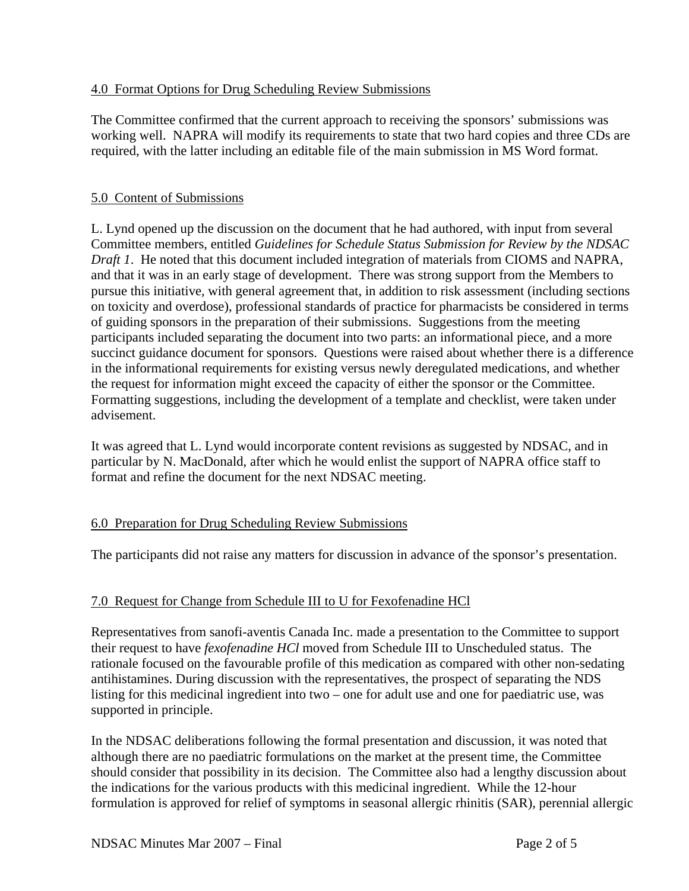## 4.0 Format Options for Drug Scheduling Review Submissions

The Committee confirmed that the current approach to receiving the sponsors' submissions was working well. NAPRA will modify its requirements to state that two hard copies and three CDs are required, with the latter including an editable file of the main submission in MS Word format.

## 5.0 Content of Submissions

L. Lynd opened up the discussion on the document that he had authored, with input from several Committee members, entitled *Guidelines for Schedule Status Submission for Review by the NDSAC Draft 1*. He noted that this document included integration of materials from CIOMS and NAPRA, and that it was in an early stage of development. There was strong support from the Members to pursue this initiative, with general agreement that, in addition to risk assessment (including sections on toxicity and overdose), professional standards of practice for pharmacists be considered in terms of guiding sponsors in the preparation of their submissions. Suggestions from the meeting participants included separating the document into two parts: an informational piece, and a more succinct guidance document for sponsors. Questions were raised about whether there is a difference in the informational requirements for existing versus newly deregulated medications, and whether the request for information might exceed the capacity of either the sponsor or the Committee. Formatting suggestions, including the development of a template and checklist, were taken under advisement.

It was agreed that L. Lynd would incorporate content revisions as suggested by NDSAC, and in particular by N. MacDonald, after which he would enlist the support of NAPRA office staff to format and refine the document for the next NDSAC meeting.

## 6.0 Preparation for Drug Scheduling Review Submissions

The participants did not raise any matters for discussion in advance of the sponsor's presentation.

## 7.0 Request for Change from Schedule III to U for Fexofenadine HCl

Representatives from sanofi-aventis Canada Inc. made a presentation to the Committee to support their request to have *fexofenadine HCl* moved from Schedule III to Unscheduled status. The rationale focused on the favourable profile of this medication as compared with other non-sedating antihistamines. During discussion with the representatives, the prospect of separating the NDS listing for this medicinal ingredient into two – one for adult use and one for paediatric use, was supported in principle.

In the NDSAC deliberations following the formal presentation and discussion, it was noted that although there are no paediatric formulations on the market at the present time, the Committee should consider that possibility in its decision. The Committee also had a lengthy discussion about the indications for the various products with this medicinal ingredient. While the 12-hour formulation is approved for relief of symptoms in seasonal allergic rhinitis (SAR), perennial allergic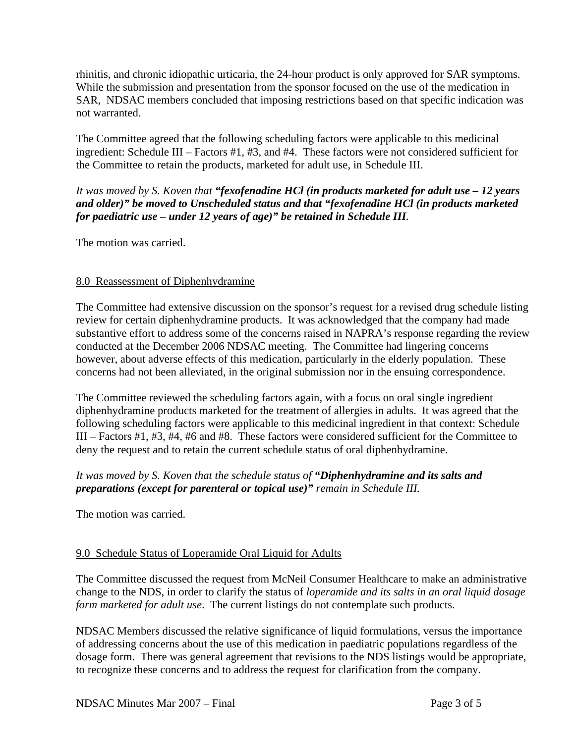rhinitis, and chronic idiopathic urticaria, the 24-hour product is only approved for SAR symptoms. While the submission and presentation from the sponsor focused on the use of the medication in SAR, NDSAC members concluded that imposing restrictions based on that specific indication was not warranted.

The Committee agreed that the following scheduling factors were applicable to this medicinal ingredient: Schedule III – Factors #1, #3, and #4. These factors were not considered sufficient for the Committee to retain the products, marketed for adult use, in Schedule III.

*It was moved by S. Koven that* ***"fexofenadine HCl (in products marketed for adult use – 12 years and older)" be moved to Unscheduled status and that "fexofenadine HCl (in products marketed for paediatric use – under 12 years of age)" be retained in Schedule III****.*

The motion was carried.

## 8.0 Reassessment of Diphenhydramine

The Committee had extensive discussion on the sponsor's request for a revised drug schedule listing review for certain diphenhydramine products. It was acknowledged that the company had made substantive effort to address some of the concerns raised in NAPRA's response regarding the review conducted at the December 2006 NDSAC meeting. The Committee had lingering concerns however, about adverse effects of this medication, particularly in the elderly population. These concerns had not been alleviated, in the original submission nor in the ensuing correspondence.

The Committee reviewed the scheduling factors again, with a focus on oral single ingredient diphenhydramine products marketed for the treatment of allergies in adults. It was agreed that the following scheduling factors were applicable to this medicinal ingredient in that context: Schedule III – Factors #1, #3, #4, #6 and #8. These factors were considered sufficient for the Committee to deny the request and to retain the current schedule status of oral diphenhydramine.

*It was moved by S. Koven that the schedule status of* ***"Diphenhydramine and its salts and preparations (except for parenteral or topical use)"*** *remain in Schedule III.*

The motion was carried.

## 9.0 Schedule Status of Loperamide Oral Liquid for Adults

The Committee discussed the request from McNeil Consumer Healthcare to make an administrative change to the NDS, in order to clarify the status of *loperamide and its salts in an oral liquid dosage form marketed for adult use*. The current listings do not contemplate such products.

NDSAC Members discussed the relative significance of liquid formulations, versus the importance of addressing concerns about the use of this medication in paediatric populations regardless of the dosage form. There was general agreement that revisions to the NDS listings would be appropriate, to recognize these concerns and to address the request for clarification from the company.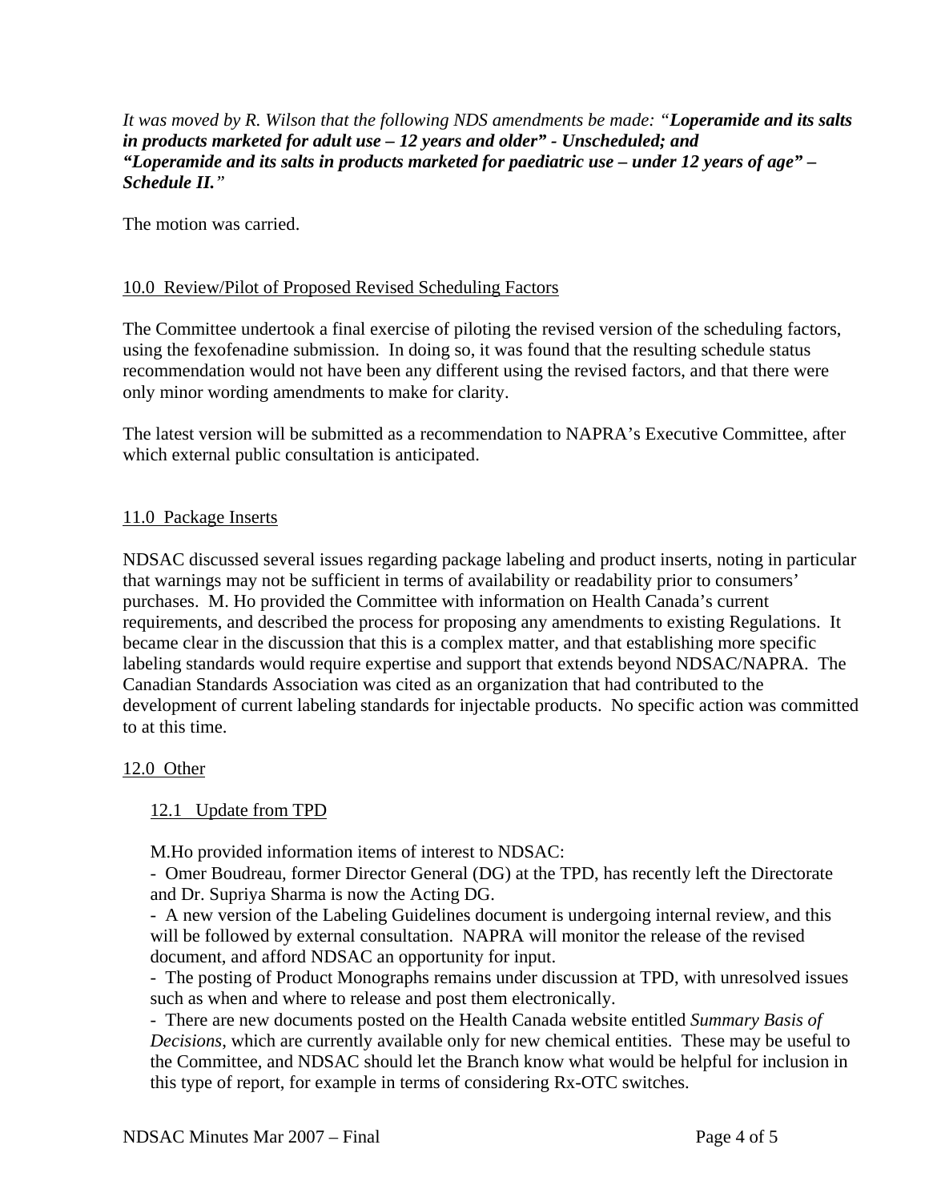*It was moved by R. Wilson that the following NDS amendments be made: "**Loperamide and its salts in products marketed for adult use – 12 years and older" - Unscheduled; and "Loperamide and its salts in products marketed for paediatric use – under 12 years of age" – Schedule II.**"*

The motion was carried.

## 10.0 Review/Pilot of Proposed Revised Scheduling Factors

The Committee undertook a final exercise of piloting the revised version of the scheduling factors, using the fexofenadine submission. In doing so, it was found that the resulting schedule status recommendation would not have been any different using the revised factors, and that there were only minor wording amendments to make for clarity.

The latest version will be submitted as a recommendation to NAPRA's Executive Committee, after which external public consultation is anticipated.

## 11.0 Package Inserts

NDSAC discussed several issues regarding package labeling and product inserts, noting in particular that warnings may not be sufficient in terms of availability or readability prior to consumers' purchases. M. Ho provided the Committee with information on Health Canada's current requirements, and described the process for proposing any amendments to existing Regulations. It became clear in the discussion that this is a complex matter, and that establishing more specific labeling standards would require expertise and support that extends beyond NDSAC/NAPRA. The Canadian Standards Association was cited as an organization that had contributed to the development of current labeling standards for injectable products. No specific action was committed to at this time.

## 12.0 Other

### 12.1 Update from TPD

M.Ho provided information items of interest to NDSAC:

- Omer Boudreau, former Director General (DG) at the TPD, has recently left the Directorate and Dr. Supriya Sharma is now the Acting DG.
- A new version of the Labeling Guidelines document is undergoing internal review, and this will be followed by external consultation. NAPRA will monitor the release of the revised document, and afford NDSAC an opportunity for input.
- The posting of Product Monographs remains under discussion at TPD, with unresolved issues such as when and where to release and post them electronically.
- There are new documents posted on the Health Canada website entitled *Summary Basis of Decisions*, which are currently available only for new chemical entities. These may be useful to the Committee, and NDSAC should let the Branch know what would be helpful for inclusion in this type of report, for example in terms of considering Rx-OTC switches.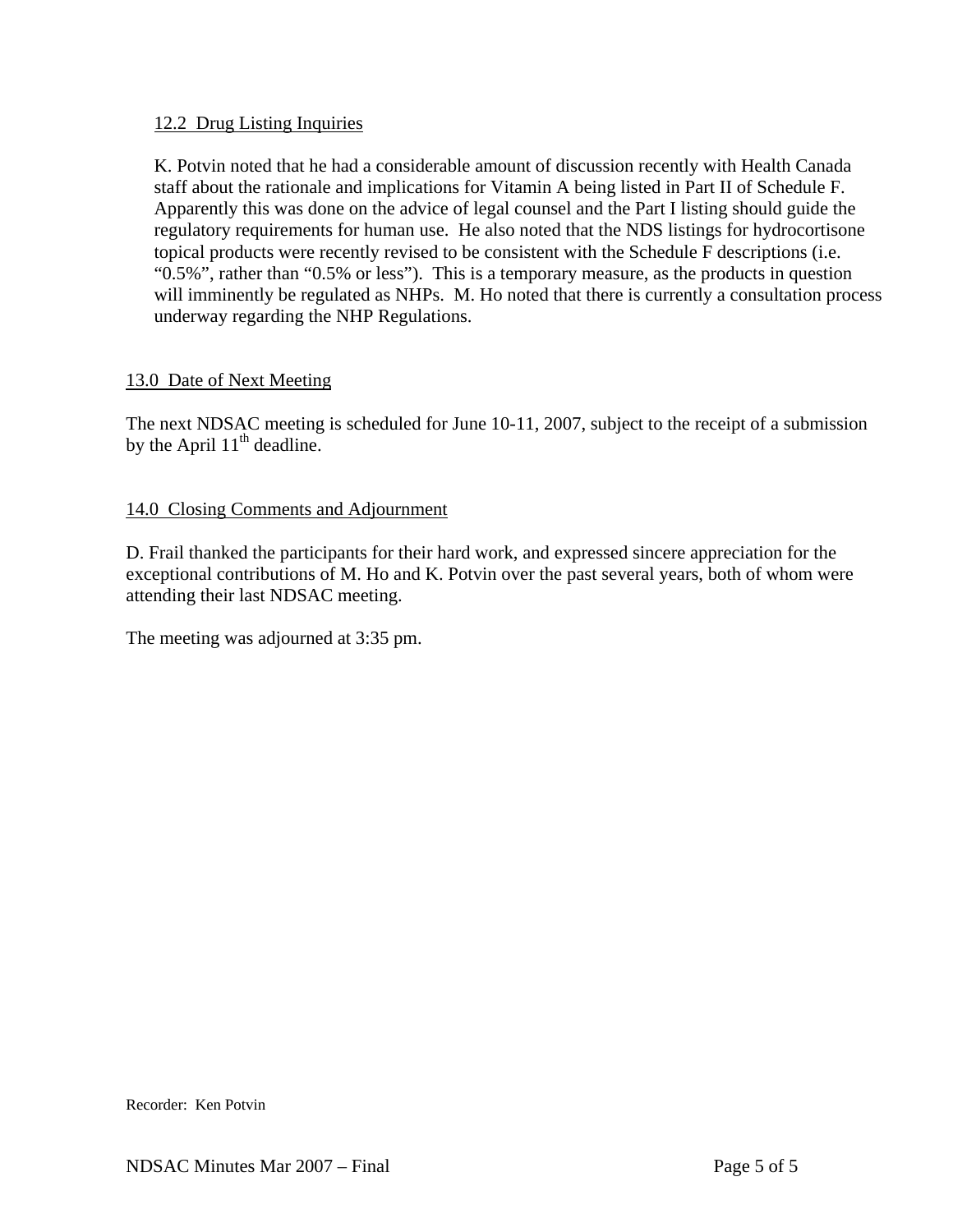### 12.2 Drug Listing Inquiries

K. Potvin noted that he had a considerable amount of discussion recently with Health Canada staff about the rationale and implications for Vitamin A being listed in Part II of Schedule F. Apparently this was done on the advice of legal counsel and the Part I listing should guide the regulatory requirements for human use. He also noted that the NDS listings for hydrocortisone topical products were recently revised to be consistent with the Schedule F descriptions (i.e. “0.5%”, rather than “0.5% or less”). This is a temporary measure, as the products in question will imminently be regulated as NHPs. M. Ho noted that there is currently a consultation process underway regarding the NHP Regulations.

## 13.0 Date of Next Meeting

The next NDSAC meeting is scheduled for June 10-11, 2007, subject to the receipt of a submission by the April 11th deadline.

## 14.0 Closing Comments and Adjournment

D. Frail thanked the participants for their hard work, and expressed sincere appreciation for the exceptional contributions of M. Ho and K. Potvin over the past several years, both of whom were attending their last NDSAC meeting.

The meeting was adjourned at 3:35 pm.

Recorder: Ken Potvin